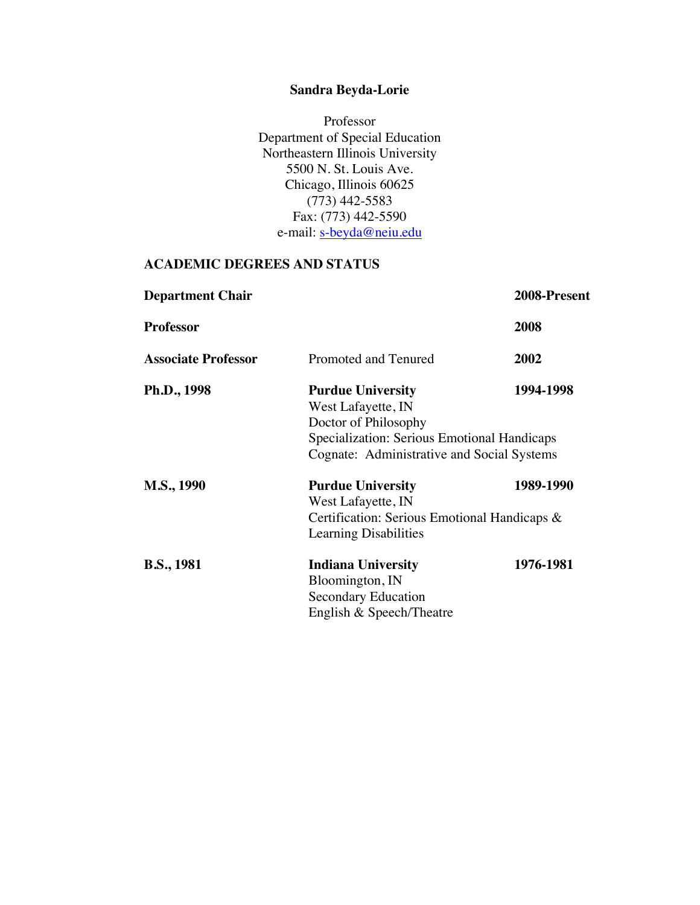# Sandra Beyda-Lorie

Professor
Department of Special Education
Northeastern Illinois University
5500 N. St. Louis Ave.
Chicago, Illinois 60625
(773) 442-5583
Fax: (773) 442-5590
e-mail: s-beyda@neiu.edu

## ACADEMIC DEGREES AND STATUS

| | | |
|---|---|---|
| **Department Chair** | | **2008-Present** |
| **Professor** | | **2008** |
| **Associate Professor** | Promoted and Tenured | **2002** |
| **Ph.D., 1998** | **Purdue University**<br>West Lafayette, IN<br>Doctor of Philosophy<br>Specialization: Serious Emotional Handicaps<br>Cognate: Administrative and Social Systems | **1994-1998** |
| **M.S., 1990** | **Purdue University**<br>West Lafayette, IN<br>Certification: Serious Emotional Handicaps & Learning Disabilities | **1989-1990** |
| **B.S., 1981** | **Indiana University**<br>Bloomington, IN<br>Secondary Education<br>English & Speech/Theatre | **1976-1981** |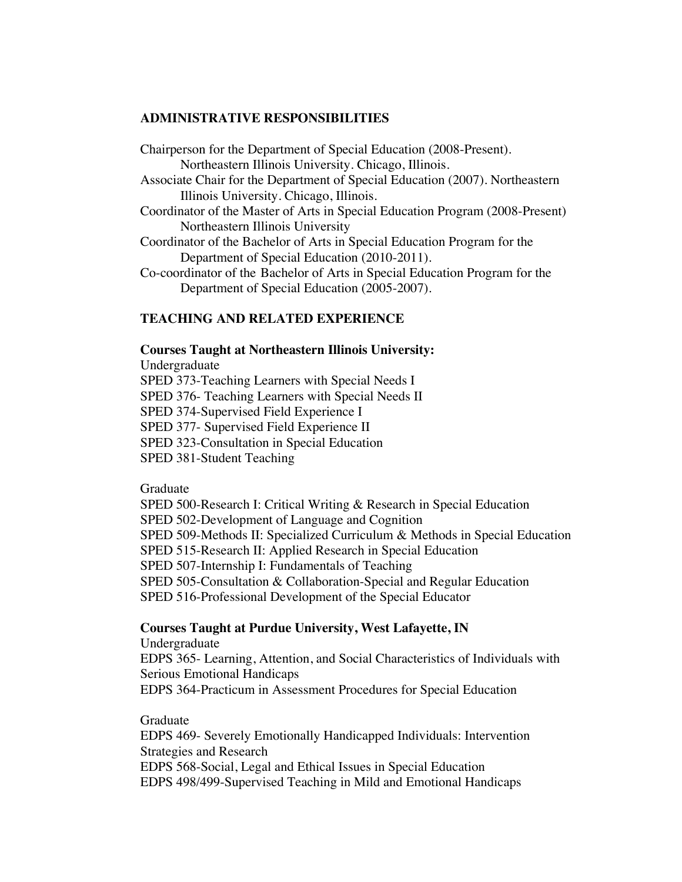## ADMINISTRATIVE RESPONSIBILITIES

Chairperson for the Department of Special Education (2008-Present). Northeastern Illinois University. Chicago, Illinois.

Associate Chair for the Department of Special Education (2007). Northeastern Illinois University. Chicago, Illinois.

Coordinator of the Master of Arts in Special Education Program (2008-Present) Northeastern Illinois University

Coordinator of the Bachelor of Arts in Special Education Program for the Department of Special Education (2010-2011).

Co-coordinator of the Bachelor of Arts in Special Education Program for the Department of Special Education (2005-2007).

## TEACHING AND RELATED EXPERIENCE

### Courses Taught at Northeastern Illinois University:

Undergraduate

SPED 373-Teaching Learners with Special Needs I
SPED 376- Teaching Learners with Special Needs II
SPED 374-Supervised Field Experience I
SPED 377- Supervised Field Experience II
SPED 323-Consultation in Special Education
SPED 381-Student Teaching

Graduate

SPED 500-Research I: Critical Writing & Research in Special Education
SPED 502-Development of Language and Cognition
SPED 509-Methods II: Specialized Curriculum & Methods in Special Education
SPED 515-Research II: Applied Research in Special Education
SPED 507-Internship I: Fundamentals of Teaching
SPED 505-Consultation & Collaboration-Special and Regular Education
SPED 516-Professional Development of the Special Educator

### Courses Taught at Purdue University, West Lafayette, IN

Undergraduate

EDPS 365- Learning, Attention, and Social Characteristics of Individuals with Serious Emotional Handicaps
EDPS 364-Practicum in Assessment Procedures for Special Education

Graduate

EDPS 469- Severely Emotionally Handicapped Individuals: Intervention Strategies and Research
EDPS 568-Social, Legal and Ethical Issues in Special Education
EDPS 498/499-Supervised Teaching in Mild and Emotional Handicaps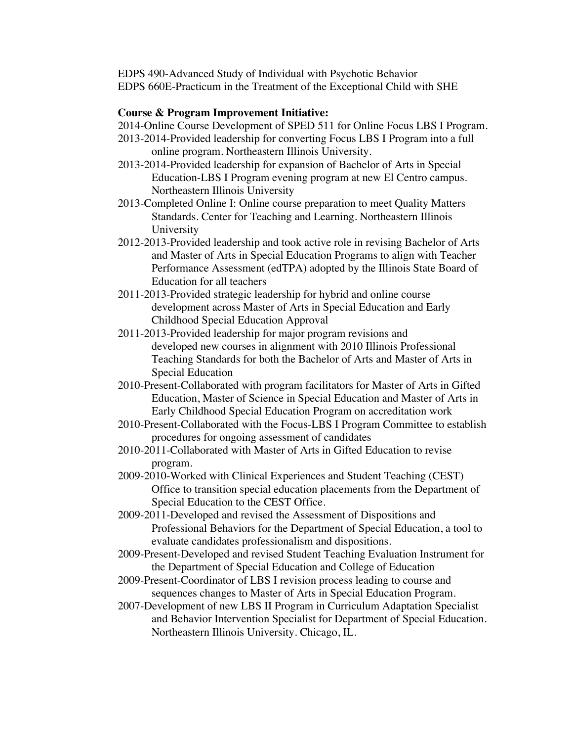EDPS 490-Advanced Study of Individual with Psychotic Behavior
EDPS 660E-Practicum in the Treatment of the Exceptional Child with SHE

**Course & Program Improvement Initiative:**

2014-Online Course Development of SPED 511 for Online Focus LBS I Program.

2013-2014-Provided leadership for converting Focus LBS I Program into a full online program. Northeastern Illinois University.

2013-2014-Provided leadership for expansion of Bachelor of Arts in Special Education-LBS I Program evening program at new El Centro campus. Northeastern Illinois University

2013-Completed Online I: Online course preparation to meet Quality Matters Standards. Center for Teaching and Learning. Northeastern Illinois University

2012-2013-Provided leadership and took active role in revising Bachelor of Arts and Master of Arts in Special Education Programs to align with Teacher Performance Assessment (edTPA) adopted by the Illinois State Board of Education for all teachers

2011-2013-Provided strategic leadership for hybrid and online course development across Master of Arts in Special Education and Early Childhood Special Education Approval

2011-2013-Provided leadership for major program revisions and developed new courses in alignment with 2010 Illinois Professional Teaching Standards for both the Bachelor of Arts and Master of Arts in Special Education

2010-Present-Collaborated with program facilitators for Master of Arts in Gifted Education, Master of Science in Special Education and Master of Arts in Early Childhood Special Education Program on accreditation work

2010-Present-Collaborated with the Focus-LBS I Program Committee to establish procedures for ongoing assessment of candidates

2010-2011-Collaborated with Master of Arts in Gifted Education to revise program.

2009-2010-Worked with Clinical Experiences and Student Teaching (CEST) Office to transition special education placements from the Department of Special Education to the CEST Office.

2009-2011-Developed and revised the Assessment of Dispositions and Professional Behaviors for the Department of Special Education, a tool to evaluate candidates professionalism and dispositions.

2009-Present-Developed and revised Student Teaching Evaluation Instrument for the Department of Special Education and College of Education

2009-Present-Coordinator of LBS I revision process leading to course and sequences changes to Master of Arts in Special Education Program.

2007-Development of new LBS II Program in Curriculum Adaptation Specialist and Behavior Intervention Specialist for Department of Special Education. Northeastern Illinois University. Chicago, IL.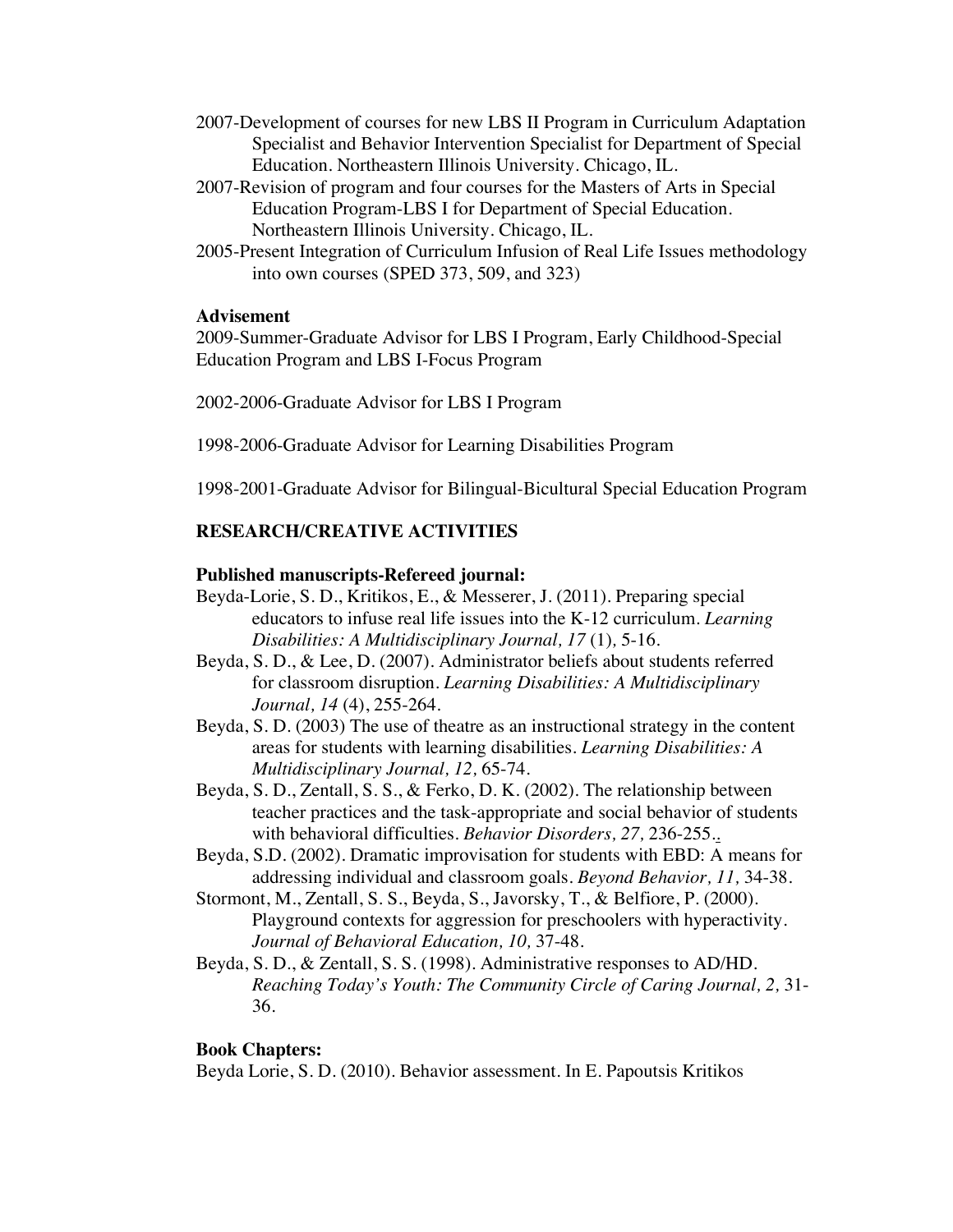2007-Development of courses for new LBS II Program in Curriculum Adaptation Specialist and Behavior Intervention Specialist for Department of Special Education. Northeastern Illinois University. Chicago, IL.

2007-Revision of program and four courses for the Masters of Arts in Special Education Program-LBS I for Department of Special Education. Northeastern Illinois University. Chicago, IL.

2005-Present Integration of Curriculum Infusion of Real Life Issues methodology into own courses (SPED 373, 509, and 323)

**Advisement**

2009-Summer-Graduate Advisor for LBS I Program, Early Childhood-Special Education Program and LBS I-Focus Program

2002-2006-Graduate Advisor for LBS I Program

1998-2006-Graduate Advisor for Learning Disabilities Program

1998-2001-Graduate Advisor for Bilingual-Bicultural Special Education Program

## RESEARCH/CREATIVE ACTIVITIES

**Published manuscripts-Refereed journal:**

Beyda-Lorie, S. D., Kritikos, E., & Messerer, J. (2011). Preparing special educators to infuse real life issues into the K-12 curriculum. *Learning Disabilities: A Multidisciplinary Journal, 17* (1)*,* 5-16.

Beyda, S. D., & Lee, D. (2007). Administrator beliefs about students referred for classroom disruption. *Learning Disabilities: A Multidisciplinary Journal, 14* (4), 255-264.

Beyda, S. D. (2003) The use of theatre as an instructional strategy in the content areas for students with learning disabilities. *Learning Disabilities: A Multidisciplinary Journal, 12,* 65-74.

Beyda, S. D., Zentall, S. S., & Ferko, D. K. (2002). The relationship between teacher practices and the task-appropriate and social behavior of students with behavioral difficulties. *Behavior Disorders, 27,* 236-255..

Beyda, S.D. (2002). Dramatic improvisation for students with EBD: A means for addressing individual and classroom goals. *Beyond Behavior, 11,* 34-38.

Stormont, M., Zentall, S. S., Beyda, S., Javorsky, T., & Belfiore, P. (2000). Playground contexts for aggression for preschoolers with hyperactivity. *Journal of Behavioral Education, 10,* 37-48.

Beyda, S. D., & Zentall, S. S. (1998). Administrative responses to AD/HD. *Reaching Today's Youth: The Community Circle of Caring Journal, 2,* 31-36.

**Book Chapters:**

Beyda Lorie, S. D. (2010). Behavior assessment. In E. Papoutsis Kritikos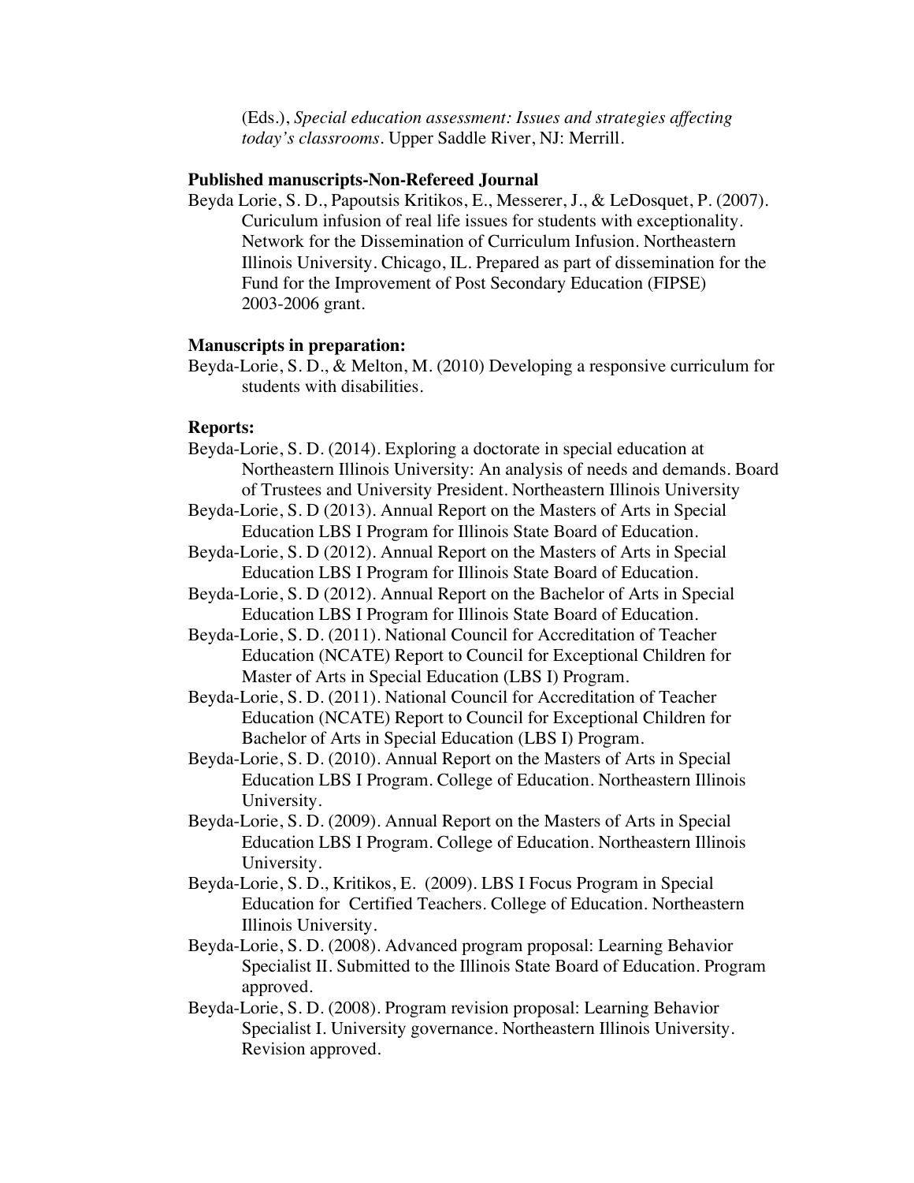(Eds.), *Special education assessment: Issues and strategies affecting today's classrooms*. Upper Saddle River, NJ: Merrill.

**Published manuscripts-Non-Refereed Journal**

Beyda Lorie, S. D., Papoutsis Kritikos, E., Messerer, J., & LeDosquet, P. (2007). Curiculum infusion of real life issues for students with exceptionality. Network for the Dissemination of Curriculum Infusion. Northeastern Illinois University. Chicago, IL. Prepared as part of dissemination for the Fund for the Improvement of Post Secondary Education (FIPSE) 2003-2006 grant.

**Manuscripts in preparation:**

Beyda-Lorie, S. D., & Melton, M. (2010) Developing a responsive curriculum for students with disabilities.

**Reports:**

Beyda-Lorie, S. D. (2014). Exploring a doctorate in special education at Northeastern Illinois University: An analysis of needs and demands. Board of Trustees and University President. Northeastern Illinois University

Beyda-Lorie, S. D (2013). Annual Report on the Masters of Arts in Special Education LBS I Program for Illinois State Board of Education.

Beyda-Lorie, S. D (2012). Annual Report on the Masters of Arts in Special Education LBS I Program for Illinois State Board of Education.

Beyda-Lorie, S. D (2012). Annual Report on the Bachelor of Arts in Special Education LBS I Program for Illinois State Board of Education.

Beyda-Lorie, S. D. (2011). National Council for Accreditation of Teacher Education (NCATE) Report to Council for Exceptional Children for Master of Arts in Special Education (LBS I) Program.

Beyda-Lorie, S. D. (2011). National Council for Accreditation of Teacher Education (NCATE) Report to Council for Exceptional Children for Bachelor of Arts in Special Education (LBS I) Program.

Beyda-Lorie, S. D. (2010). Annual Report on the Masters of Arts in Special Education LBS I Program. College of Education. Northeastern Illinois University.

Beyda-Lorie, S. D. (2009). Annual Report on the Masters of Arts in Special Education LBS I Program. College of Education. Northeastern Illinois University.

Beyda-Lorie, S. D., Kritikos, E. (2009). LBS I Focus Program in Special Education for Certified Teachers. College of Education. Northeastern Illinois University.

Beyda-Lorie, S. D. (2008). Advanced program proposal: Learning Behavior Specialist II. Submitted to the Illinois State Board of Education. Program approved.

Beyda-Lorie, S. D. (2008). Program revision proposal: Learning Behavior Specialist I. University governance. Northeastern Illinois University. Revision approved.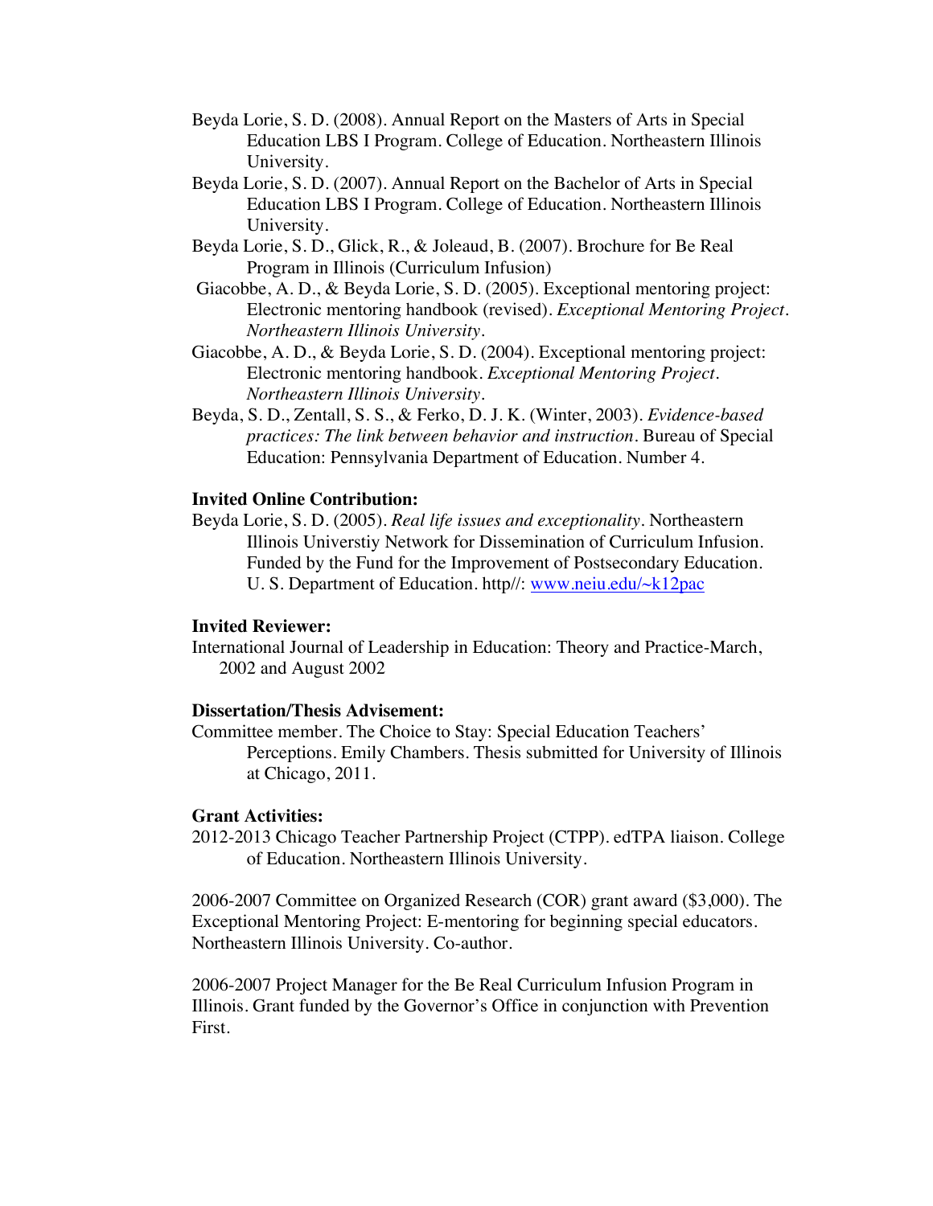Beyda Lorie, S. D. (2008). Annual Report on the Masters of Arts in Special Education LBS I Program. College of Education. Northeastern Illinois University.

Beyda Lorie, S. D. (2007). Annual Report on the Bachelor of Arts in Special Education LBS I Program. College of Education. Northeastern Illinois University.

Beyda Lorie, S. D., Glick, R., & Joleaud, B. (2007). Brochure for Be Real Program in Illinois (Curriculum Infusion)

Giacobbe, A. D., & Beyda Lorie, S. D. (2005). Exceptional mentoring project: Electronic mentoring handbook (revised). *Exceptional Mentoring Project. Northeastern Illinois University.*

Giacobbe, A. D., & Beyda Lorie, S. D. (2004). Exceptional mentoring project: Electronic mentoring handbook. *Exceptional Mentoring Project. Northeastern Illinois University.*

Beyda, S. D., Zentall, S. S., & Ferko, D. J. K. (Winter, 2003). *Evidence-based practices: The link between behavior and instruction*. Bureau of Special Education: Pennsylvania Department of Education. Number 4.

**Invited Online Contribution:**

Beyda Lorie, S. D. (2005). *Real life issues and exceptionality*. Northeastern Illinois Universtiy Network for Dissemination of Curriculum Infusion. Funded by the Fund for the Improvement of Postsecondary Education. U. S. Department of Education. http//: www.neiu.edu/~k12pac

**Invited Reviewer:**

International Journal of Leadership in Education: Theory and Practice-March, 2002 and August 2002

**Dissertation/Thesis Advisement:**

Committee member. The Choice to Stay: Special Education Teachers' Perceptions. Emily Chambers. Thesis submitted for University of Illinois at Chicago, 2011.

**Grant Activities:**

2012-2013 Chicago Teacher Partnership Project (CTPP). edTPA liaison. College of Education. Northeastern Illinois University.

2006-2007 Committee on Organized Research (COR) grant award ($3,000). The Exceptional Mentoring Project: E-mentoring for beginning special educators. Northeastern Illinois University. Co-author.

2006-2007 Project Manager for the Be Real Curriculum Infusion Program in Illinois. Grant funded by the Governor's Office in conjunction with Prevention First.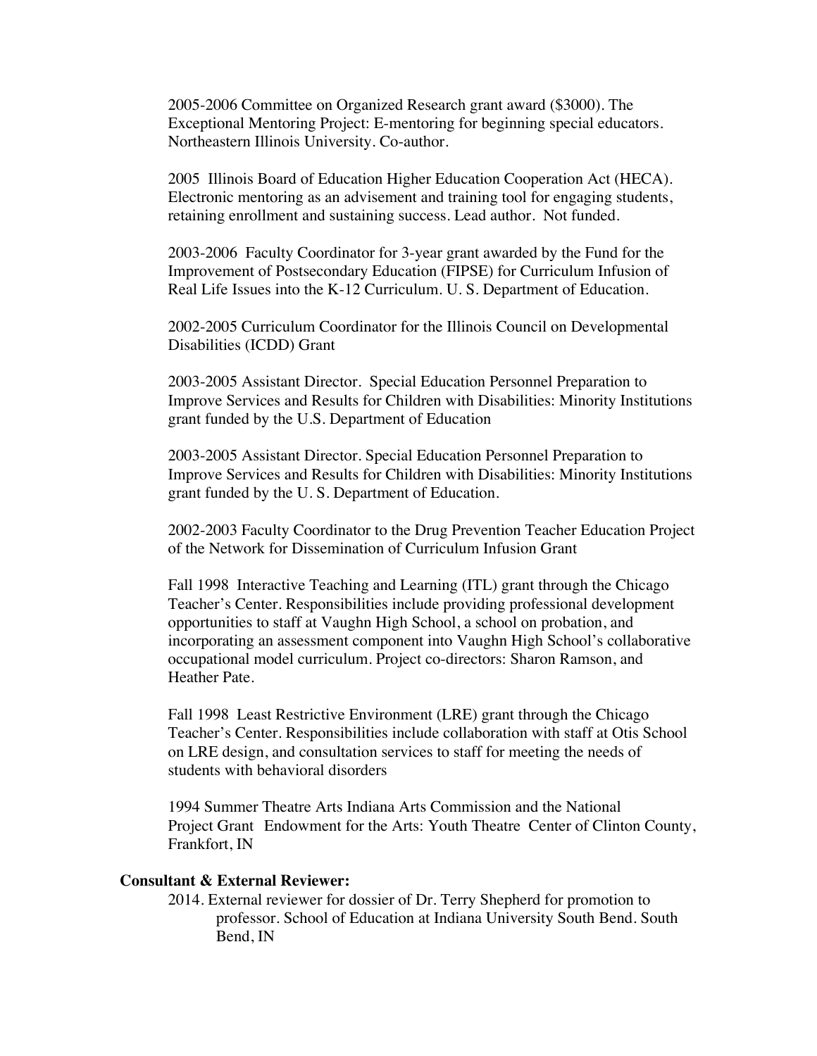2005-2006 Committee on Organized Research grant award ($3000). The Exceptional Mentoring Project: E-mentoring for beginning special educators. Northeastern Illinois University. Co-author.

2005 Illinois Board of Education Higher Education Cooperation Act (HECA). Electronic mentoring as an advisement and training tool for engaging students, retaining enrollment and sustaining success. Lead author. Not funded.

2003-2006 Faculty Coordinator for 3-year grant awarded by the Fund for the Improvement of Postsecondary Education (FIPSE) for Curriculum Infusion of Real Life Issues into the K-12 Curriculum. U. S. Department of Education.

2002-2005 Curriculum Coordinator for the Illinois Council on Developmental Disabilities (ICDD) Grant

2003-2005 Assistant Director. Special Education Personnel Preparation to Improve Services and Results for Children with Disabilities: Minority Institutions grant funded by the U.S. Department of Education

2003-2005 Assistant Director. Special Education Personnel Preparation to Improve Services and Results for Children with Disabilities: Minority Institutions grant funded by the U. S. Department of Education.

2002-2003 Faculty Coordinator to the Drug Prevention Teacher Education Project of the Network for Dissemination of Curriculum Infusion Grant

Fall 1998 Interactive Teaching and Learning (ITL) grant through the Chicago Teacher's Center. Responsibilities include providing professional development opportunities to staff at Vaughn High School, a school on probation, and incorporating an assessment component into Vaughn High School's collaborative occupational model curriculum. Project co-directors: Sharon Ramson, and Heather Pate.

Fall 1998 Least Restrictive Environment (LRE) grant through the Chicago Teacher's Center. Responsibilities include collaboration with staff at Otis School on LRE design, and consultation services to staff for meeting the needs of students with behavioral disorders

1994 Summer Theatre Arts Indiana Arts Commission and the National Project Grant Endowment for the Arts: Youth Theatre Center of Clinton County, Frankfort, IN

**Consultant & External Reviewer:**

2014. External reviewer for dossier of Dr. Terry Shepherd for promotion to professor. School of Education at Indiana University South Bend. South Bend, IN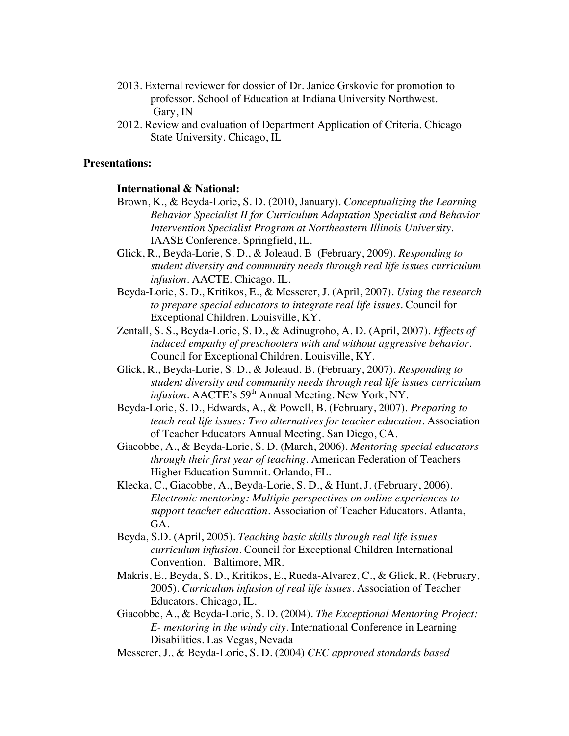2013. External reviewer for dossier of Dr. Janice Grskovic for promotion to professor. School of Education at Indiana University Northwest. Gary, IN

2012. Review and evaluation of Department Application of Criteria. Chicago State University. Chicago, IL

**Presentations:**

**International & National:**

Brown, K., & Beyda-Lorie, S. D. (2010, January). *Conceptualizing the Learning Behavior Specialist II for Curriculum Adaptation Specialist and Behavior Intervention Specialist Program at Northeastern Illinois University*. IAASE Conference. Springfield, IL.

Glick, R., Beyda-Lorie, S. D., & Joleaud. B (February, 2009). *Responding to student diversity and community needs through real life issues curriculum infusion*. AACTE. Chicago. IL.

Beyda-Lorie, S. D., Kritikos, E., & Messerer, J. (April, 2007). *Using the research to prepare special educators to integrate real life issues*. Council for Exceptional Children. Louisville, KY.

Zentall, S. S., Beyda-Lorie, S. D., & Adinugroho, A. D. (April, 2007). *Effects of induced empathy of preschoolers with and without aggressive behavior*. Council for Exceptional Children. Louisville, KY.

Glick, R., Beyda-Lorie, S. D., & Joleaud. B. (February, 2007). *Responding to student diversity and community needs through real life issues curriculum infusion*. AACTE's 59th Annual Meeting. New York, NY.

Beyda-Lorie, S. D., Edwards, A., & Powell, B. (February, 2007). *Preparing to teach real life issues: Two alternatives for teacher education*. Association of Teacher Educators Annual Meeting. San Diego, CA.

Giacobbe, A., & Beyda-Lorie, S. D. (March, 2006). *Mentoring special educators through their first year of teaching*. American Federation of Teachers Higher Education Summit. Orlando, FL.

Klecka, C., Giacobbe, A., Beyda-Lorie, S. D., & Hunt, J. (February, 2006). *Electronic mentoring: Multiple perspectives on online experiences to support teacher education*. Association of Teacher Educators. Atlanta, GA.

Beyda, S.D. (April, 2005). *Teaching basic skills through real life issues curriculum infusion*. Council for Exceptional Children International Convention. Baltimore, MR.

Makris, E., Beyda, S. D., Kritikos, E., Rueda-Alvarez, C., & Glick, R. (February, 2005). *Curriculum infusion of real life issues*. Association of Teacher Educators. Chicago, IL.

Giacobbe, A., & Beyda-Lorie, S. D. (2004). *The Exceptional Mentoring Project: E- mentoring in the windy city*. International Conference in Learning Disabilities. Las Vegas, Nevada

Messerer, J., & Beyda-Lorie, S. D. (2004) *CEC approved standards based*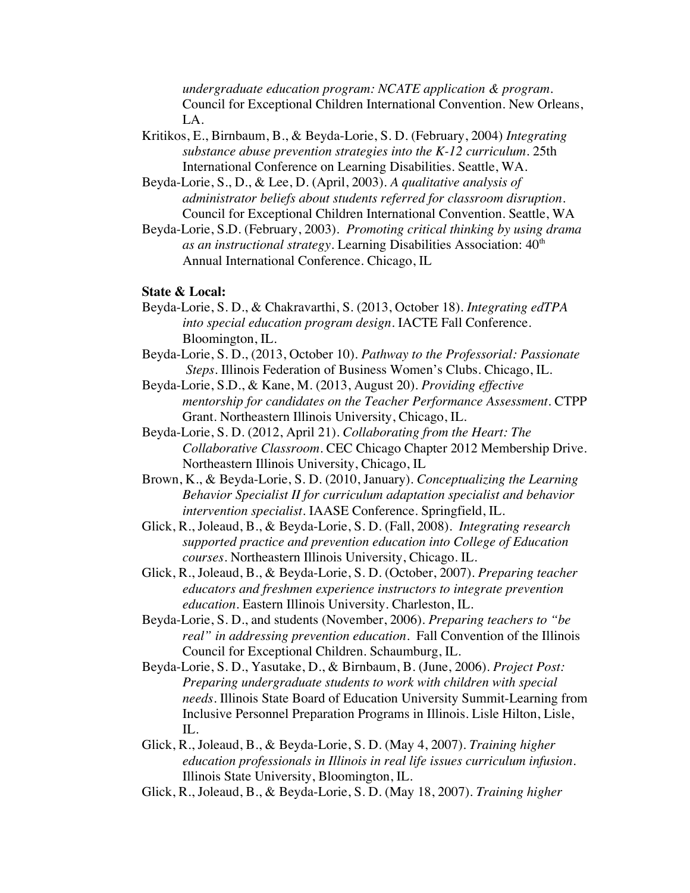*undergraduate education program: NCATE application & program*. Council for Exceptional Children International Convention. New Orleans, LA.

Kritikos, E., Birnbaum, B., & Beyda-Lorie, S. D. (February, 2004) *Integrating substance abuse prevention strategies into the K-12 curriculum*. 25th International Conference on Learning Disabilities. Seattle, WA.

Beyda-Lorie, S., D., & Lee, D. (April, 2003). *A qualitative analysis of administrator beliefs about students referred for classroom disruption*. Council for Exceptional Children International Convention. Seattle, WA

Beyda-Lorie, S.D. (February, 2003). *Promoting critical thinking by using drama as an instructional strategy*. Learning Disabilities Association: 40th Annual International Conference. Chicago, IL

**State & Local:**

Beyda-Lorie, S. D., & Chakravarthi, S. (2013, October 18). *Integrating edTPA into special education program design*. IACTE Fall Conference. Bloomington, IL.

Beyda-Lorie, S. D., (2013, October 10). *Pathway to the Professorial: Passionate Steps*. Illinois Federation of Business Women's Clubs. Chicago, IL.

Beyda-Lorie, S.D., & Kane, M. (2013, August 20). *Providing effective mentorship for candidates on the Teacher Performance Assessment*. CTPP Grant. Northeastern Illinois University, Chicago, IL.

Beyda-Lorie, S. D. (2012, April 21). *Collaborating from the Heart: The Collaborative Classroom*. CEC Chicago Chapter 2012 Membership Drive. Northeastern Illinois University, Chicago, IL

Brown, K., & Beyda-Lorie, S. D. (2010, January). *Conceptualizing the Learning Behavior Specialist II for curriculum adaptation specialist and behavior intervention specialist*. IAASE Conference. Springfield, IL.

Glick, R., Joleaud, B., & Beyda-Lorie, S. D. (Fall, 2008). *Integrating research supported practice and prevention education into College of Education courses*. Northeastern Illinois University, Chicago. IL.

Glick, R., Joleaud, B., & Beyda-Lorie, S. D. (October, 2007). *Preparing teacher educators and freshmen experience instructors to integrate prevention education*. Eastern Illinois University. Charleston, IL.

Beyda-Lorie, S. D., and students (November, 2006). *Preparing teachers to "be real" in addressing prevention education*. Fall Convention of the Illinois Council for Exceptional Children. Schaumburg, IL.

Beyda-Lorie, S. D., Yasutake, D., & Birnbaum, B. (June, 2006). *Project Post: Preparing undergraduate students to work with children with special needs*. Illinois State Board of Education University Summit-Learning from Inclusive Personnel Preparation Programs in Illinois. Lisle Hilton, Lisle, IL.

Glick, R., Joleaud, B., & Beyda-Lorie, S. D. (May 4, 2007). *Training higher education professionals in Illinois in real life issues curriculum infusion*. Illinois State University, Bloomington, IL.

Glick, R., Joleaud, B., & Beyda-Lorie, S. D. (May 18, 2007). *Training higher*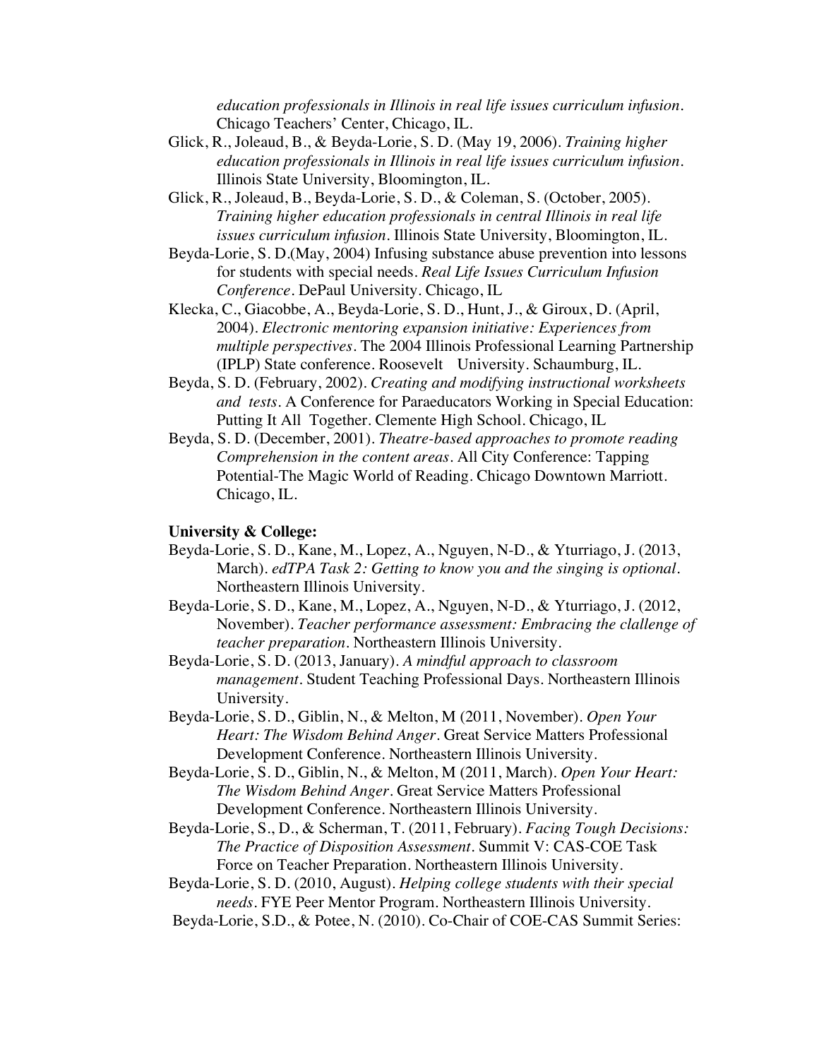*education professionals in Illinois in real life issues curriculum infusion*. Chicago Teachers' Center, Chicago, IL.

Glick, R., Joleaud, B., & Beyda-Lorie, S. D. (May 19, 2006). *Training higher education professionals in Illinois in real life issues curriculum infusion*. Illinois State University, Bloomington, IL.

Glick, R., Joleaud, B., Beyda-Lorie, S. D., & Coleman, S. (October, 2005). *Training higher education professionals in central Illinois in real life issues curriculum infusion*. Illinois State University, Bloomington, IL.

Beyda-Lorie, S. D.(May, 2004) Infusing substance abuse prevention into lessons for students with special needs. *Real Life Issues Curriculum Infusion Conference*. DePaul University. Chicago, IL

Klecka, C., Giacobbe, A., Beyda-Lorie, S. D., Hunt, J., & Giroux, D. (April, 2004). *Electronic mentoring expansion initiative: Experiences from multiple perspectives*. The 2004 Illinois Professional Learning Partnership (IPLP) State conference. Roosevelt University. Schaumburg, IL.

Beyda, S. D. (February, 2002). *Creating and modifying instructional worksheets and tests*. A Conference for Paraeducators Working in Special Education: Putting It All Together. Clemente High School. Chicago, IL

Beyda, S. D. (December, 2001). *Theatre-based approaches to promote reading Comprehension in the content areas*. All City Conference: Tapping Potential-The Magic World of Reading. Chicago Downtown Marriott. Chicago, IL.

**University & College:**

Beyda-Lorie, S. D., Kane, M., Lopez, A., Nguyen, N-D., & Yturriago, J. (2013, March). *edTPA Task 2: Getting to know you and the singing is optional*. Northeastern Illinois University.

Beyda-Lorie, S. D., Kane, M., Lopez, A., Nguyen, N-D., & Yturriago, J. (2012, November). *Teacher performance assessment: Embracing the callenge of teacher preparation*. Northeastern Illinois University.

Beyda-Lorie, S. D. (2013, January). *A mindful approach to classroom management*. Student Teaching Professional Days. Northeastern Illinois University.

Beyda-Lorie, S. D., Giblin, N., & Melton, M (2011, November). *Open Your Heart: The Wisdom Behind Anger*. Great Service Matters Professional Development Conference. Northeastern Illinois University.

Beyda-Lorie, S. D., Giblin, N., & Melton, M (2011, March). *Open Your Heart: The Wisdom Behind Anger*. Great Service Matters Professional Development Conference. Northeastern Illinois University.

Beyda-Lorie, S., D., & Scherman, T. (2011, February). *Facing Tough Decisions: The Practice of Disposition Assessment*. Summit V: CAS-COE Task Force on Teacher Preparation. Northeastern Illinois University.

Beyda-Lorie, S. D. (2010, August). *Helping college students with their special needs*. FYE Peer Mentor Program. Northeastern Illinois University.

Beyda-Lorie, S.D., & Potee, N. (2010). Co-Chair of COE-CAS Summit Series: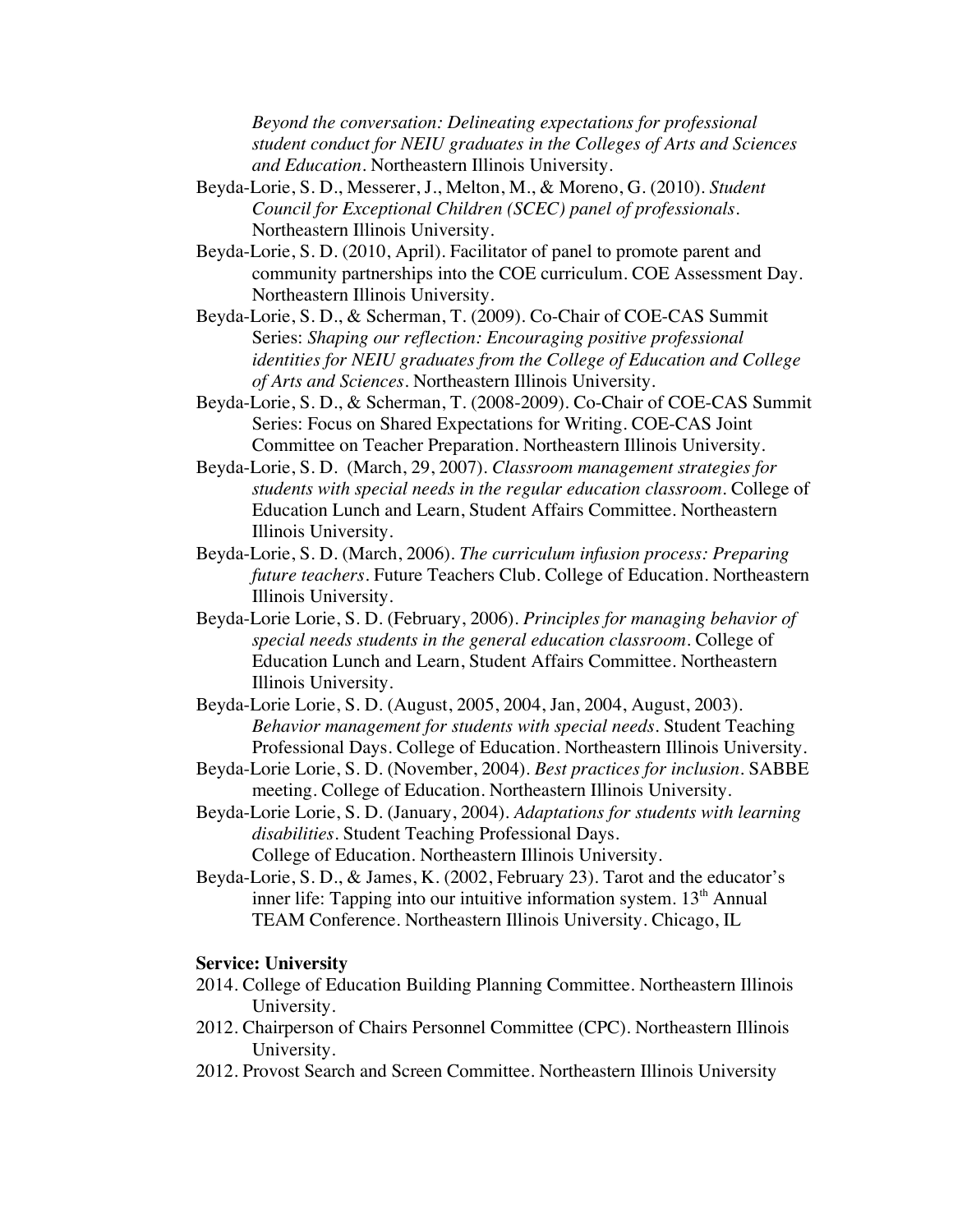*Beyond the conversation: Delineating expectations for professional student conduct for NEIU graduates in the Colleges of Arts and Sciences and Education*. Northeastern Illinois University.

Beyda-Lorie, S. D., Messerer, J., Melton, M., & Moreno, G. (2010). *Student Council for Exceptional Children (SCEC) panel of professionals*. Northeastern Illinois University.

Beyda-Lorie, S. D. (2010, April). Facilitator of panel to promote parent and community partnerships into the COE curriculum. COE Assessment Day. Northeastern Illinois University.

Beyda-Lorie, S. D., & Scherman, T. (2009). Co-Chair of COE-CAS Summit Series: *Shaping our reflection: Encouraging positive professional identities for NEIU graduates from the College of Education and College of Arts and Sciences*. Northeastern Illinois University.

Beyda-Lorie, S. D., & Scherman, T. (2008-2009). Co-Chair of COE-CAS Summit Series: Focus on Shared Expectations for Writing. COE-CAS Joint Committee on Teacher Preparation. Northeastern Illinois University.

Beyda-Lorie, S. D. (March, 29, 2007). *Classroom management strategies for students with special needs in the regular education classroom*. College of Education Lunch and Learn, Student Affairs Committee. Northeastern Illinois University.

Beyda-Lorie, S. D. (March, 2006). *The curriculum infusion process: Preparing future teachers*. Future Teachers Club. College of Education. Northeastern Illinois University.

Beyda-Lorie Lorie, S. D. (February, 2006). *Principles for managing behavior of special needs students in the general education classroom*. College of Education Lunch and Learn, Student Affairs Committee. Northeastern Illinois University.

Beyda-Lorie Lorie, S. D. (August, 2005, 2004, Jan, 2004, August, 2003). *Behavior management for students with special needs*. Student Teaching Professional Days. College of Education. Northeastern Illinois University.

Beyda-Lorie Lorie, S. D. (November, 2004). *Best practices for inclusion*. SABBE meeting. College of Education. Northeastern Illinois University.

Beyda-Lorie Lorie, S. D. (January, 2004). *Adaptations for students with learning disabilities*. Student Teaching Professional Days. College of Education. Northeastern Illinois University.

Beyda-Lorie, S. D., & James, K. (2002, February 23). Tarot and the educator's inner life: Tapping into our intuitive information system. 13th Annual TEAM Conference. Northeastern Illinois University. Chicago, IL

**Service: University**

2014. College of Education Building Planning Committee. Northeastern Illinois University.

2012. Chairperson of Chairs Personnel Committee (CPC). Northeastern Illinois University.

2012. Provost Search and Screen Committee. Northeastern Illinois University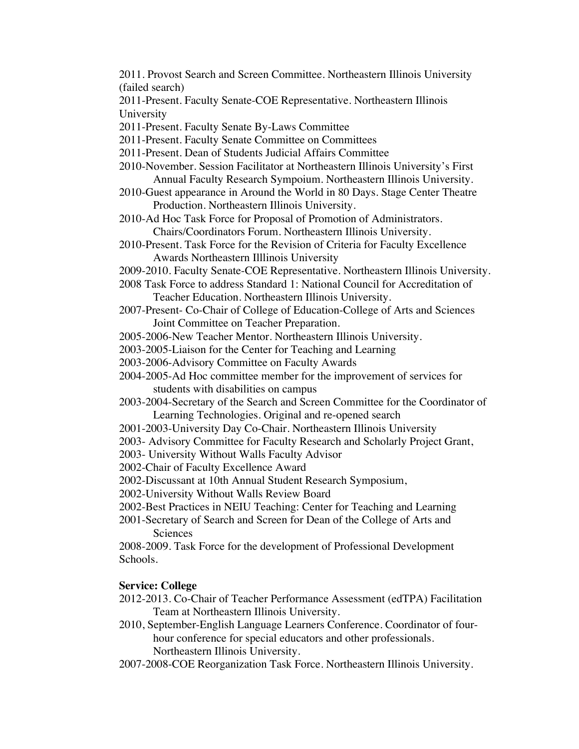2011. Provost Search and Screen Committee. Northeastern Illinois University (failed search)

2011-Present. Faculty Senate-COE Representative. Northeastern Illinois University

2011-Present. Faculty Senate By-Laws Committee

2011-Present. Faculty Senate Committee on Committees

2011-Present. Dean of Students Judicial Affairs Committee

2010-November. Session Facilitator at Northeastern Illinois University's First Annual Faculty Research Sympoium. Northeastern Illinois University.

2010-Guest appearance in Around the World in 80 Days. Stage Center Theatre Production. Northeastern Illinois University.

2010-Ad Hoc Task Force for Proposal of Promotion of Administrators. Chairs/Coordinators Forum. Northeastern Illinois University.

2010-Present. Task Force for the Revision of Criteria for Faculty Excellence Awards Northeastern Illlinois University

2009-2010. Faculty Senate-COE Representative. Northeastern Illinois University.

2008 Task Force to address Standard 1: National Council for Accreditation of Teacher Education. Northeastern Illinois University.

2007-Present- Co-Chair of College of Education-College of Arts and Sciences Joint Committee on Teacher Preparation.

2005-2006-New Teacher Mentor. Northeastern Illinois University.

2003-2005-Liaison for the Center for Teaching and Learning

2003-2006-Advisory Committee on Faculty Awards

2004-2005-Ad Hoc committee member for the improvement of services for students with disabilities on campus

2003-2004-Secretary of the Search and Screen Committee for the Coordinator of Learning Technologies. Original and re-opened search

2001-2003-University Day Co-Chair. Northeastern Illinois University

2003- Advisory Committee for Faculty Research and Scholarly Project Grant,

2003- University Without Walls Faculty Advisor

2002-Chair of Faculty Excellence Award

2002-Discussant at 10th Annual Student Research Symposium,

2002-University Without Walls Review Board

2002-Best Practices in NEIU Teaching: Center for Teaching and Learning

2001-Secretary of Search and Screen for Dean of the College of Arts and Sciences

2008-2009. Task Force for the development of Professional Development Schools.

**Service: College**

2012-2013. Co-Chair of Teacher Performance Assessment (edTPA) Facilitation Team at Northeastern Illinois University.

2010, September-English Language Learners Conference. Coordinator of four-hour conference for special educators and other professionals. Northeastern Illinois University.

2007-2008-COE Reorganization Task Force. Northeastern Illinois University.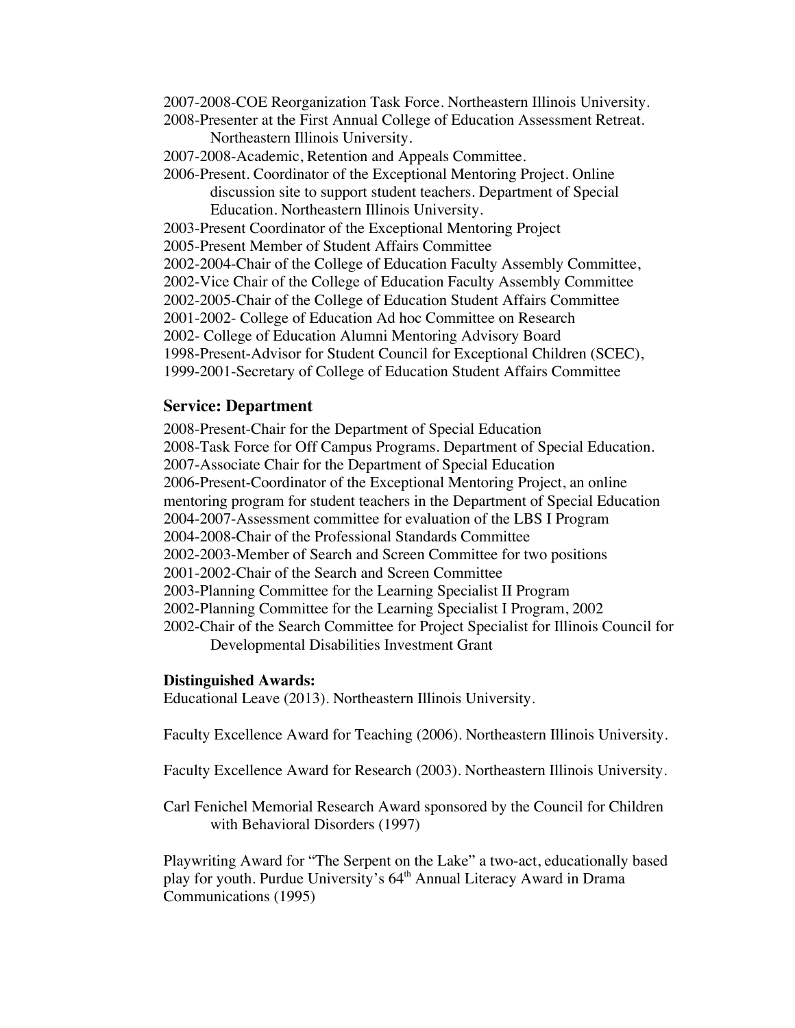2007-2008-COE Reorganization Task Force. Northeastern Illinois University.

2008-Presenter at the First Annual College of Education Assessment Retreat. Northeastern Illinois University.

2007-2008-Academic, Retention and Appeals Committee.

2006-Present. Coordinator of the Exceptional Mentoring Project. Online discussion site to support student teachers. Department of Special Education. Northeastern Illinois University.

2003-Present Coordinator of the Exceptional Mentoring Project

2005-Present Member of Student Affairs Committee

2002-2004-Chair of the College of Education Faculty Assembly Committee,

2002-Vice Chair of the College of Education Faculty Assembly Committee

2002-2005-Chair of the College of Education Student Affairs Committee

2001-2002- College of Education Ad hoc Committee on Research

2002- College of Education Alumni Mentoring Advisory Board

1998-Present-Advisor for Student Council for Exceptional Children (SCEC),

1999-2001-Secretary of College of Education Student Affairs Committee

## Service: Department

2008-Present-Chair for the Department of Special Education

2008-Task Force for Off Campus Programs. Department of Special Education.

2007-Associate Chair for the Department of Special Education

2006-Present-Coordinator of the Exceptional Mentoring Project, an online mentoring program for student teachers in the Department of Special Education

2004-2007-Assessment committee for evaluation of the LBS I Program

2004-2008-Chair of the Professional Standards Committee

2002-2003-Member of Search and Screen Committee for two positions

2001-2002-Chair of the Search and Screen Committee

2003-Planning Committee for the Learning Specialist II Program

2002-Planning Committee for the Learning Specialist I Program, 2002

2002-Chair of the Search Committee for Project Specialist for Illinois Council for Developmental Disabilities Investment Grant

**Distinguished Awards:**

Educational Leave (2013). Northeastern Illinois University.

Faculty Excellence Award for Teaching (2006). Northeastern Illinois University.

Faculty Excellence Award for Research (2003). Northeastern Illinois University.

Carl Fenichel Memorial Research Award sponsored by the Council for Children with Behavioral Disorders (1997)

Playwriting Award for "The Serpent on the Lake" a two-act, educationally based play for youth. Purdue University's 64th Annual Literacy Award in Drama Communications (1995)